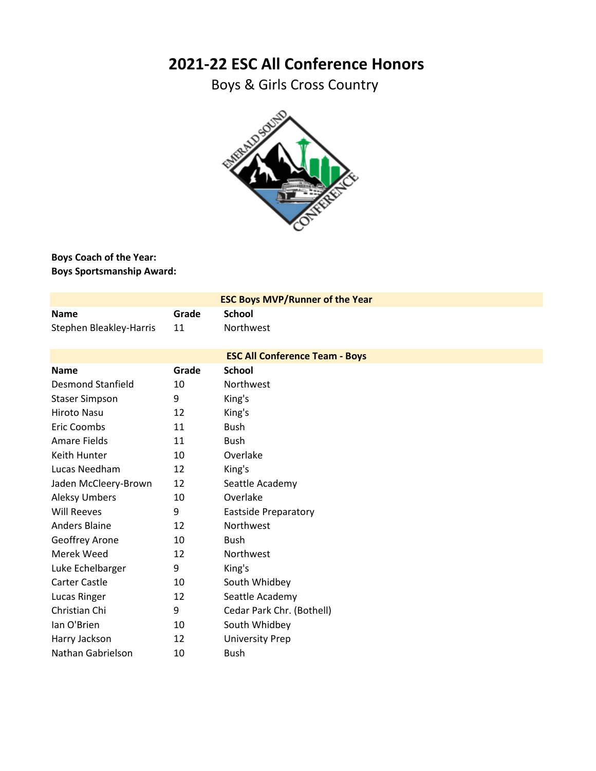# 2021-22 ESC All Conference Honors

## Boys & Girls Cross Country

**Boys Coach of the Year:**
**Boys Sportsmanship Award:**

### ESC Boys MVP/Runner of the Year

| Name | Grade | School |
|---|---|---|
| Stephen Bleakley-Harris | 11 | Northwest |

### ESC All Conference Team - Boys

| Name | Grade | School |
|---|---|---|
| Desmond Stanfield | 10 | Northwest |
| Staser Simpson | 9 | King's |
| Hiroto Nasu | 12 | King's |
| Eric Coombs | 11 | Bush |
| Amare Fields | 11 | Bush |
| Keith Hunter | 10 | Overlake |
| Lucas Needham | 12 | King's |
| Jaden McCleery-Brown | 12 | Seattle Academy |
| Aleksy Umbers | 10 | Overlake |
| Will Reeves | 9 | Eastside Preparatory |
| Anders Blaine | 12 | Northwest |
| Geoffrey Arone | 10 | Bush |
| Merek Weed | 12 | Northwest |
| Luke Echelbarger | 9 | King's |
| Carter Castle | 10 | South Whidbey |
| Lucas Ringer | 12 | Seattle Academy |
| Christian Chi | 9 | Cedar Park Chr. (Bothell) |
| Ian O'Brien | 10 | South Whidbey |
| Harry Jackson | 12 | University Prep |
| Nathan Gabrielson | 10 | Bush |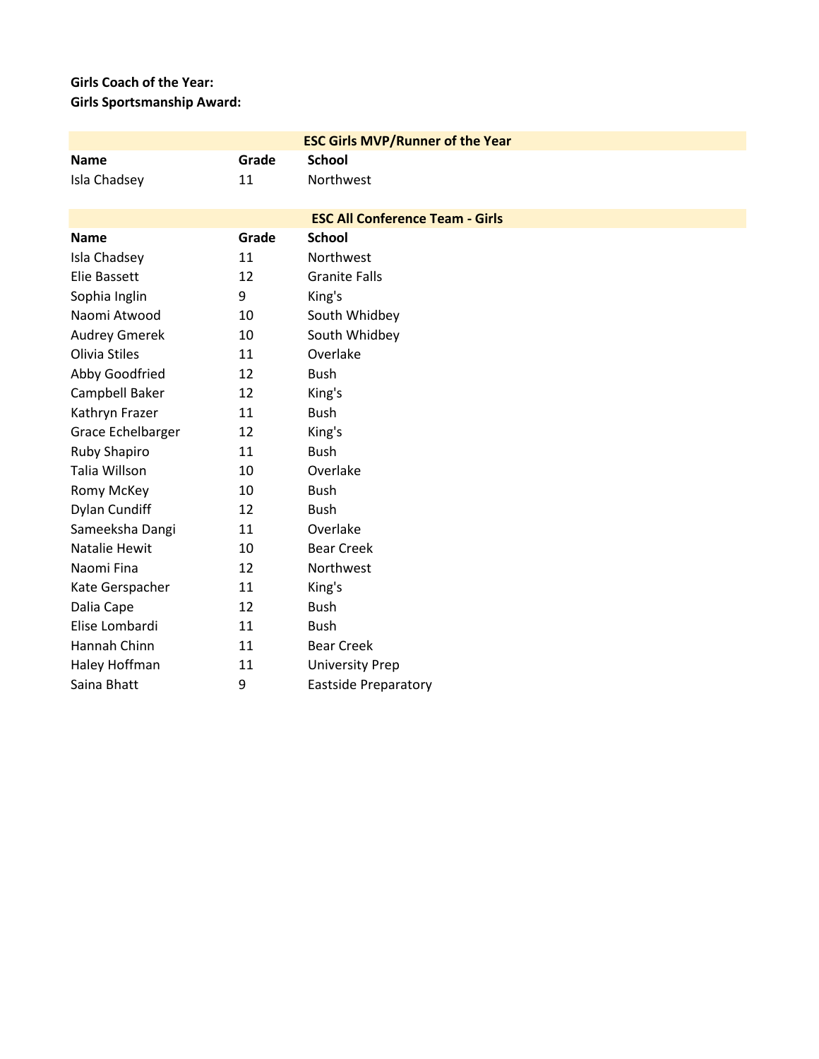**Girls Coach of the Year:**
**Girls Sportsmanship Award:**

| ESC Girls MVP/Runner of the Year | | |
|---|---|---|
| **Name** | **Grade** | **School** |
| Isla Chadsey | 11 | Northwest |

| ESC All Conference Team - Girls | | |
|---|---|---|
| **Name** | **Grade** | **School** |
| Isla Chadsey | 11 | Northwest |
| Elie Bassett | 12 | Granite Falls |
| Sophia Inglin | 9 | King's |
| Naomi Atwood | 10 | South Whidbey |
| Audrey Gmerek | 10 | South Whidbey |
| Olivia Stiles | 11 | Overlake |
| Abby Goodfried | 12 | Bush |
| Campbell Baker | 12 | King's |
| Kathryn Frazer | 11 | Bush |
| Grace Echelbarger | 12 | King's |
| Ruby Shapiro | 11 | Bush |
| Talia Willson | 10 | Overlake |
| Romy McKey | 10 | Bush |
| Dylan Cundiff | 12 | Bush |
| Sameeksha Dangi | 11 | Overlake |
| Natalie Hewit | 10 | Bear Creek |
| Naomi Fina | 12 | Northwest |
| Kate Gerspacher | 11 | King's |
| Dalia Cape | 12 | Bush |
| Elise Lombardi | 11 | Bush |
| Hannah Chinn | 11 | Bear Creek |
| Haley Hoffman | 11 | University Prep |
| Saina Bhatt | 9 | Eastside Preparatory |